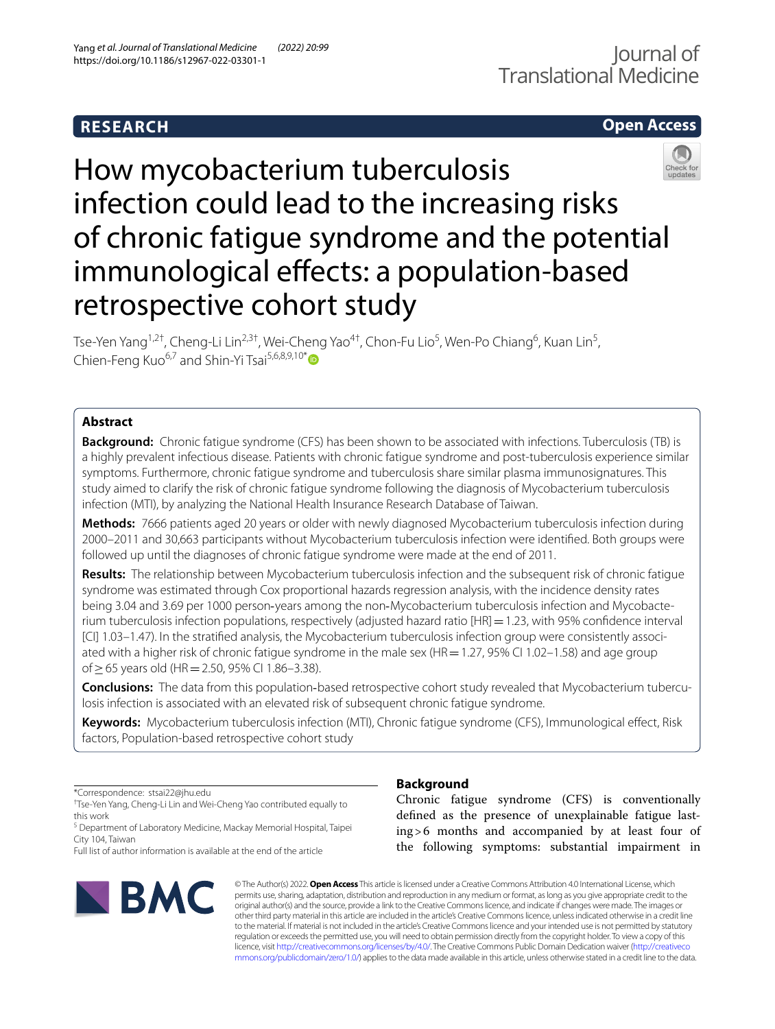RESEARCH

Open Access

# How mycobacterium tuberculosis infection could lead to the increasing risks of chronic fatigue syndrome and the potential immunological effects: a population-based retrospective cohort study

Tse-Yen Yang[1,2†], Cheng-Li Lin[2,3†], Wei-Cheng Yao[4†], Chon-Fu Lio[5], Wen-Po Chiang[6], Kuan Lin[5], Chien-Feng Kuo[6,7] and Shin-Yi Tsai[5,6,8,9,10*]

## Abstract

**Background:** Chronic fatigue syndrome (CFS) has been shown to be associated with infections. Tuberculosis (TB) is a highly prevalent infectious disease. Patients with chronic fatigue syndrome and post-tuberculosis experience similar symptoms. Furthermore, chronic fatigue syndrome and tuberculosis share similar plasma immunosignatures. This study aimed to clarify the risk of chronic fatigue syndrome following the diagnosis of Mycobacterium tuberculosis infection (MTI), by analyzing the National Health Insurance Research Database of Taiwan.

**Methods:** 7666 patients aged 20 years or older with newly diagnosed Mycobacterium tuberculosis infection during 2000–2011 and 30,663 participants without Mycobacterium tuberculosis infection were identified. Both groups were followed up until the diagnoses of chronic fatigue syndrome were made at the end of 2011.

**Results:** The relationship between Mycobacterium tuberculosis infection and the subsequent risk of chronic fatigue syndrome was estimated through Cox proportional hazards regression analysis, with the incidence density rates being 3.04 and 3.69 per 1000 person-years among the non-Mycobacterium tuberculosis infection and Mycobacterium tuberculosis infection populations, respectively (adjusted hazard ratio [HR] = 1.23, with 95% confidence interval [CI] 1.03–1.47). In the stratified analysis, the Mycobacterium tuberculosis infection group were consistently associated with a higher risk of chronic fatigue syndrome in the male sex (HR = 1.27, 95% CI 1.02–1.58) and age group of ≥ 65 years old (HR = 2.50, 95% CI 1.86–3.38).

**Conclusions:** The data from this population-based retrospective cohort study revealed that Mycobacterium tuberculosis infection is associated with an elevated risk of subsequent chronic fatigue syndrome.

**Keywords:** Mycobacterium tuberculosis infection (MTI), Chronic fatigue syndrome (CFS), Immunological effect, Risk factors, Population-based retrospective cohort study

*Correspondence: stsai22@jhu.edu

†Tse-Yen Yang, Cheng-Li Lin and Wei-Cheng Yao contributed equally to this work

[5] Department of Laboratory Medicine, Mackay Memorial Hospital, Taipei City 104, Taiwan

Full list of author information is available at the end of the article

## Background

Chronic fatigue syndrome (CFS) is conventionally defined as the presence of unexplainable fatigue lasting > 6 months and accompanied by at least four of the following symptoms: substantial impairment in

© The Author(s) 2022. **Open Access** This article is licensed under a Creative Commons Attribution 4.0 International License, which permits use, sharing, adaptation, distribution and reproduction in any medium or format, as long as you give appropriate credit to the original author(s) and the source, provide a link to the Creative Commons licence, and indicate if changes were made. The images or other third party material in this article are included in the article's Creative Commons licence, unless indicated otherwise in a credit line to the material. If material is not included in the article's Creative Commons licence and your intended use is not permitted by statutory regulation or exceeds the permitted use, you will need to obtain permission directly from the copyright holder. To view a copy of this licence, visit http://creativecommons.org/licenses/by/4.0/. The Creative Commons Public Domain Dedication waiver (http://creativecommons.org/publicdomain/zero/1.0/) applies to the data made available in this article, unless otherwise stated in a credit line to the data.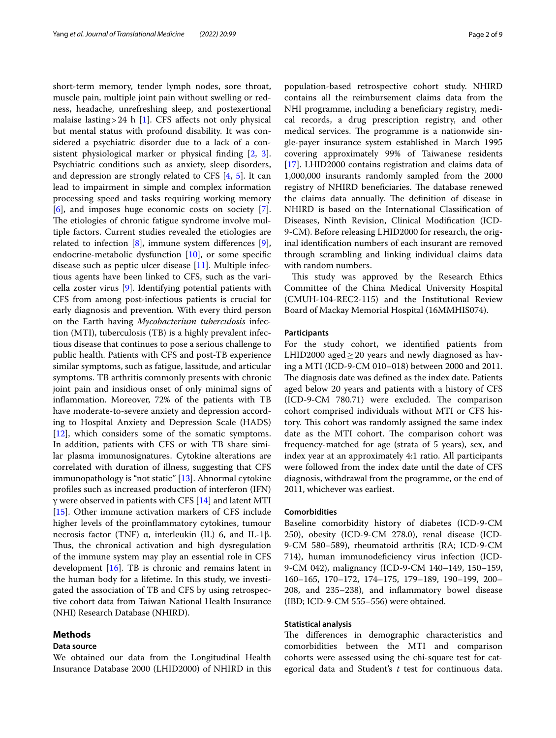short-term memory, tender lymph nodes, sore throat, muscle pain, multiple joint pain without swelling or redness, headache, unrefreshing sleep, and postexertional malaise lasting > 24 h [1]. CFS affects not only physical but mental status with profound disability. It was considered a psychiatric disorder due to a lack of a consistent physiological marker or physical finding [2, 3]. Psychiatric conditions such as anxiety, sleep disorders, and depression are strongly related to CFS [4, 5]. It can lead to impairment in simple and complex information processing speed and tasks requiring working memory [6], and imposes huge economic costs on society [7]. The etiologies of chronic fatigue syndrome involve multiple factors. Current studies revealed the etiologies are related to infection [8], immune system differences [9], endocrine-metabolic dysfunction [10], or some specific disease such as peptic ulcer disease [11]. Multiple infectious agents have been linked to CFS, such as the varicella zoster virus [9]. Identifying potential patients with CFS from among post-infectious patients is crucial for early diagnosis and prevention. With every third person on the Earth having *Mycobacterium tuberculosis* infection (MTI), tuberculosis (TB) is a highly prevalent infectious disease that continues to pose a serious challenge to public health. Patients with CFS and post-TB experience similar symptoms, such as fatigue, lassitude, and articular symptoms. TB arthritis commonly presents with chronic joint pain and insidious onset of only minimal signs of inflammation. Moreover, 72% of the patients with TB have moderate-to-severe anxiety and depression according to Hospital Anxiety and Depression Scale (HADS) [12], which considers some of the somatic symptoms. In addition, patients with CFS or with TB share similar plasma immunosignatures. Cytokine alterations are correlated with duration of illness, suggesting that CFS immunopathology is "not static" [13]. Abnormal cytokine profiles such as increased production of interferon (IFN) γ were observed in patients with CFS [14] and latent MTI [15]. Other immune activation markers of CFS include higher levels of the proinflammatory cytokines, tumour necrosis factor (TNF) α, interleukin (IL) 6, and IL-1β. Thus, the chronical activation and high dysregulation of the immune system may play an essential role in CFS development [16]. TB is chronic and remains latent in the human body for a lifetime. In this study, we investigated the association of TB and CFS by using retrospective cohort data from Taiwan National Health Insurance (NHI) Research Database (NHIRD).

## Methods

### Data source

We obtained our data from the Longitudinal Health Insurance Database 2000 (LHID2000) of NHIRD in this population-based retrospective cohort study. NHIRD contains all the reimbursement claims data from the NHI programme, including a beneficiary registry, medical records, a drug prescription registry, and other medical services. The programme is a nationwide single-payer insurance system established in March 1995 covering approximately 99% of Taiwanese residents [17]. LHID2000 contains registration and claims data of 1,000,000 insurants randomly sampled from the 2000 registry of NHIRD beneficiaries. The database renewed the claims data annually. The definition of disease in NHIRD is based on the International Classification of Diseases, Ninth Revision, Clinical Modification (ICD-9-CM). Before releasing LHID2000 for research, the original identification numbers of each insurant are removed through scrambling and linking individual claims data with random numbers.

This study was approved by the Research Ethics Committee of the China Medical University Hospital (CMUH-104-REC2-115) and the Institutional Review Board of Mackay Memorial Hospital (16MMHIS074).

### Participants

For the study cohort, we identified patients from LHID2000 aged ≥ 20 years and newly diagnosed as having a MTI (ICD-9-CM 010–018) between 2000 and 2011. The diagnosis date was defined as the index date. Patients aged below 20 years and patients with a history of CFS (ICD-9-CM 780.71) were excluded. The comparison cohort comprised individuals without MTI or CFS history. This cohort was randomly assigned the same index date as the MTI cohort. The comparison cohort was frequency-matched for age (strata of 5 years), sex, and index year at an approximately 4:1 ratio. All participants were followed from the index date until the date of CFS diagnosis, withdrawal from the programme, or the end of 2011, whichever was earliest.

### Comorbidities

Baseline comorbidity history of diabetes (ICD-9-CM 250), obesity (ICD-9-CM 278.0), renal disease (ICD-9-CM 580–589), rheumatoid arthritis (RA; ICD-9-CM 714), human immunodeficiency virus infection (ICD-9-CM 042), malignancy (ICD-9-CM 140–149, 150–159, 160–165, 170–172, 174–175, 179–189, 190–199, 200–208, and 235–238), and inflammatory bowel disease (IBD; ICD-9-CM 555–556) were obtained.

### Statistical analysis

The differences in demographic characteristics and comorbidities between the MTI and comparison cohorts were assessed using the chi-square test for categorical data and Student's *t* test for continuous data.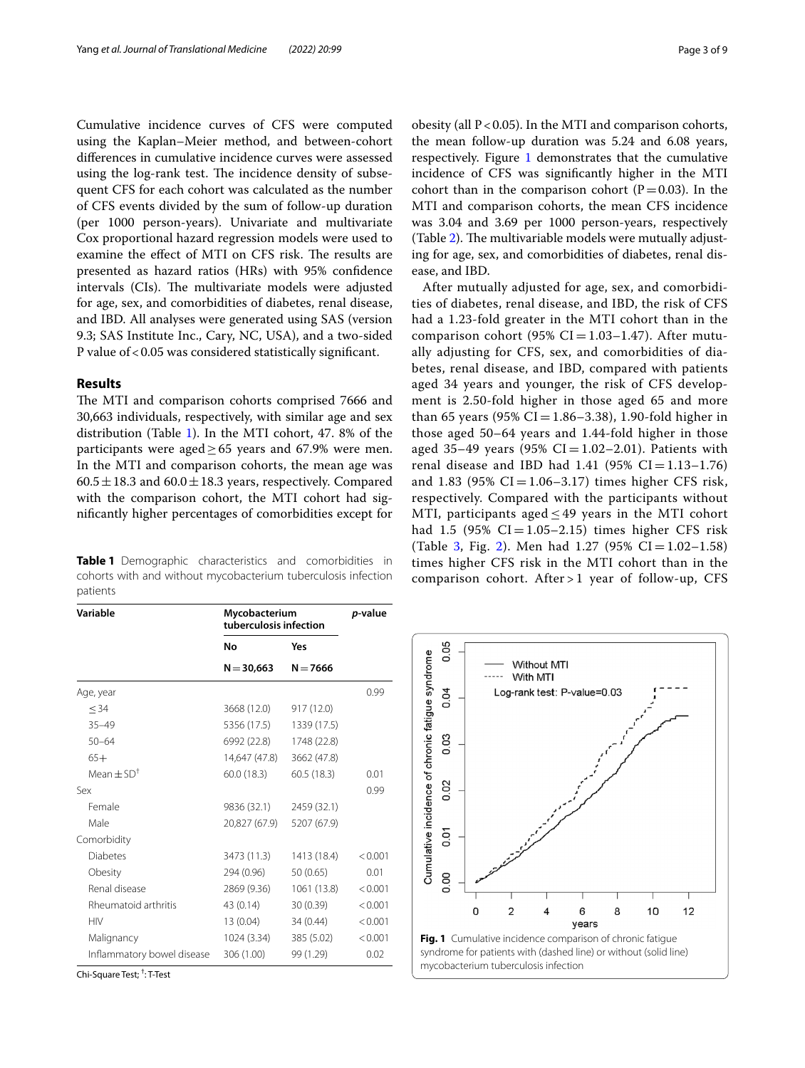Cumulative incidence curves of CFS were computed using the Kaplan–Meier method, and between-cohort differences in cumulative incidence curves were assessed using the log-rank test. The incidence density of subsequent CFS for each cohort was calculated as the number of CFS events divided by the sum of follow-up duration (per 1000 person-years). Univariate and multivariate Cox proportional hazard regression models were used to examine the effect of MTI on CFS risk. The results are presented as hazard ratios (HRs) with 95% confidence intervals (CIs). The multivariate models were adjusted for age, sex, and comorbidities of diabetes, renal disease, and IBD. All analyses were generated using SAS (version 9.3; SAS Institute Inc., Cary, NC, USA), and a two-sided P value of < 0.05 was considered statistically significant.

## Results

The MTI and comparison cohorts comprised 7666 and 30,663 individuals, respectively, with similar age and sex distribution (Table 1). In the MTI cohort, 47. 8% of the participants were aged ≥ 65 years and 67.9% were men. In the MTI and comparison cohorts, the mean age was 60.5 ± 18.3 and 60.0 ± 18.3 years, respectively. Compared with the comparison cohort, the MTI cohort had significantly higher percentages of comorbidities except for obesity (all P < 0.05). In the MTI and comparison cohorts, the mean follow-up duration was 5.24 and 6.08 years, respectively. Figure 1 demonstrates that the cumulative incidence of CFS was significantly higher in the MTI cohort than in the comparison cohort (P = 0.03). In the MTI and comparison cohorts, the mean CFS incidence was 3.04 and 3.69 per 1000 person-years, respectively (Table 2). The multivariable models were mutually adjusting for age, sex, and comorbidities of diabetes, renal disease, and IBD.

After mutually adjusted for age, sex, and comorbidities of diabetes, renal disease, and IBD, the risk of CFS had a 1.23-fold greater in the MTI cohort than in the comparison cohort (95% CI = 1.03–1.47). After mutually adjusting for CFS, sex, and comorbidities of diabetes, renal disease, and IBD, compared with patients aged 34 years and younger, the risk of CFS development is 2.50-fold higher in those aged 65 and more than 65 years (95% CI = 1.86–3.38), 1.90-fold higher in those aged 50–64 years and 1.44-fold higher in those aged 35–49 years (95% CI = 1.02–2.01). Patients with renal disease and IBD had 1.41 (95% CI = 1.13–1.76) and 1.83 (95% CI = 1.06–3.17) times higher CFS risk, respectively. Compared with the participants without MTI, participants aged ≤ 49 years in the MTI cohort had 1.5 (95% CI = 1.05–2.15) times higher CFS risk (Table 3, Fig. 2). Men had 1.27 (95% CI = 1.02–1.58) times higher CFS risk in the MTI cohort than in the comparison cohort. After > 1 year of follow-up, CFS

**Table 1** Demographic characteristics and comorbidities in cohorts with and without mycobacterium tuberculosis infection patients

| Variable | Mycobacterium tuberculosis infection | | p-value |
|---|---|---|---|
| | No | Yes | |
| | N = 30,663 | N = 7666 | |
| Age, year | | | 0.99 |
| ≤ 34 | 3668 (12.0) | 917 (12.0) | |
| 35–49 | 5356 (17.5) | 1339 (17.5) | |
| 50–64 | 6992 (22.8) | 1748 (22.8) | |
| 65+ | 14,647 (47.8) | 3662 (47.8) | |
| Mean ± SD[†] | 60.0 (18.3) | 60.5 (18.3) | 0.01 |
| Sex | | | 0.99 |
| Female | 9836 (32.1) | 2459 (32.1) | |
| Male | 20,827 (67.9) | 5207 (67.9) | |
| Comorbidity | | | |
| Diabetes | 3473 (11.3) | 1413 (18.4) | < 0.001 |
| Obesity | 294 (0.96) | 50 (0.65) | 0.01 |
| Renal disease | 2869 (9.36) | 1061 (13.8) | < 0.001 |
| Rheumatoid arthritis | 43 (0.14) | 30 (0.39) | < 0.001 |
| HIV | 13 (0.04) | 34 (0.44) | < 0.001 |
| Malignancy | 1024 (3.34) | 385 (5.02) | < 0.001 |
| Inflammatory bowel disease | 306 (1.00) | 99 (1.29) | 0.02 |

Chi-Square Test; [†]: T-Test

**Fig. 1** Cumulative incidence comparison of chronic fatigue syndrome for patients with (dashed line) or without (solid line) mycobacterium tuberculosis infection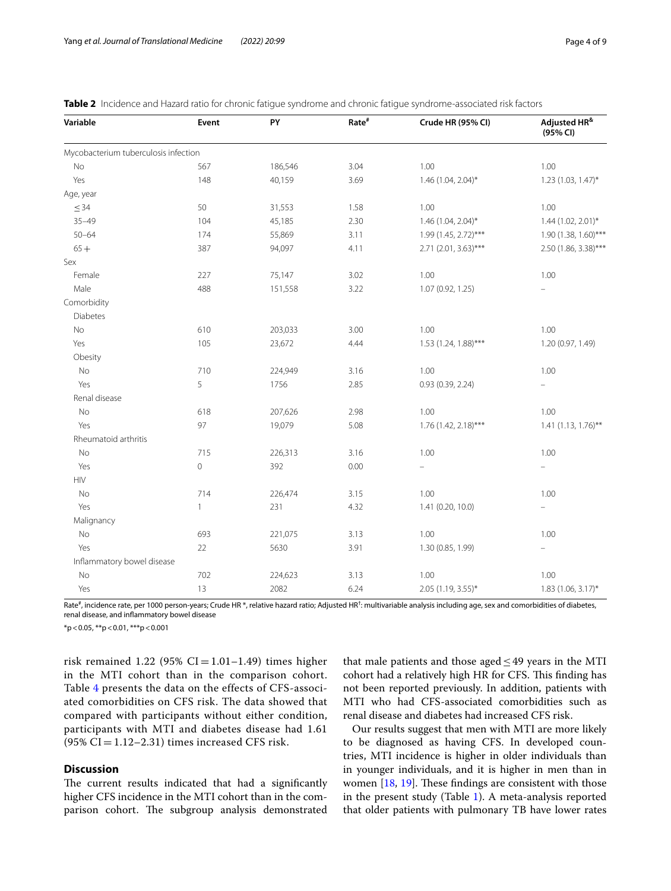**Table 2** Incidence and Hazard ratio for chronic fatigue syndrome and chronic fatigue syndrome-associated risk factors

| Variable | Event | PY | Rate[#] | Crude HR (95% CI) | Adjusted HR[&] (95% CI) |
|---|---|---|---|---|---|
| Mycobacterium tuberculosis infection | | | | | |
| No | 567 | 186,546 | 3.04 | 1.00 | 1.00 |
| Yes | 148 | 40,159 | 3.69 | 1.46 (1.04, 2.04)* | 1.23 (1.03, 1.47)* |
| Age, year | | | | | |
| ≤ 34 | 50 | 31,553 | 1.58 | 1.00 | 1.00 |
| 35–49 | 104 | 45,185 | 2.30 | 1.46 (1.04, 2.04)* | 1.44 (1.02, 2.01)* |
| 50–64 | 174 | 55,869 | 3.11 | 1.99 (1.45, 2.72)*** | 1.90 (1.38, 1.60)*** |
| 65 + | 387 | 94,097 | 4.11 | 2.71 (2.01, 3.63)*** | 2.50 (1.86, 3.38)*** |
| Sex | | | | | |
| Female | 227 | 75,147 | 3.02 | 1.00 | 1.00 |
| Male | 488 | 151,558 | 3.22 | 1.07 (0.92, 1.25) | – |
| Comorbidity | | | | | |
| Diabetes | | | | | |
| No | 610 | 203,033 | 3.00 | 1.00 | 1.00 |
| Yes | 105 | 23,672 | 4.44 | 1.53 (1.24, 1.88)*** | 1.20 (0.97, 1.49) |
| Obesity | | | | | |
| No | 710 | 224,949 | 3.16 | 1.00 | 1.00 |
| Yes | 5 | 1756 | 2.85 | 0.93 (0.39, 2.24) | – |
| Renal disease | | | | | |
| No | 618 | 207,626 | 2.98 | 1.00 | 1.00 |
| Yes | 97 | 19,079 | 5.08 | 1.76 (1.42, 2.18)*** | 1.41 (1.13, 1.76)** |
| Rheumatoid arthritis | | | | | |
| No | 715 | 226,313 | 3.16 | 1.00 | 1.00 |
| Yes | 0 | 392 | 0.00 | – | – |
| HIV | | | | | |
| No | 714 | 226,474 | 3.15 | 1.00 | 1.00 |
| Yes | 1 | 231 | 4.32 | 1.41 (0.20, 10.0) | – |
| Malignancy | | | | | |
| No | 693 | 221,075 | 3.13 | 1.00 | 1.00 |
| Yes | 22 | 5630 | 3.91 | 1.30 (0.85, 1.99) | – |
| Inflammatory bowel disease | | | | | |
| No | 702 | 224,623 | 3.13 | 1.00 | 1.00 |
| Yes | 13 | 2082 | 6.24 | 2.05 (1.19, 3.55)* | 1.83 (1.06, 3.17)* |

Rate[#], incidence rate, per 1000 person-years; Crude HR *, relative hazard ratio; Adjusted HR[†]: multivariable analysis including age, sex and comorbidities of diabetes, renal disease, and inflammatory bowel disease

*p < 0.05, **p < 0.01, ***p < 0.001

risk remained 1.22 (95% CI = 1.01–1.49) times higher in the MTI cohort than in the comparison cohort. Table 4 presents the data on the effects of CFS-associated comorbidities on CFS risk. The data showed that compared with participants without either condition, participants with MTI and diabetes disease had 1.61 (95% CI = 1.12–2.31) times increased CFS risk.

## Discussion

The current results indicated that had a significantly higher CFS incidence in the MTI cohort than in the comparison cohort. The subgroup analysis demonstrated that male patients and those aged ≤ 49 years in the MTI cohort had a relatively high HR for CFS. This finding has not been reported previously. In addition, patients with MTI who had CFS-associated comorbidities such as renal disease and diabetes had increased CFS risk.

Our results suggest that men with MTI are more likely to be diagnosed as having CFS. In developed countries, MTI incidence is higher in older individuals than in younger individuals, and it is higher in men than in women [18, 19]. These findings are consistent with those in the present study (Table 1). A meta-analysis reported that older patients with pulmonary TB have lower rates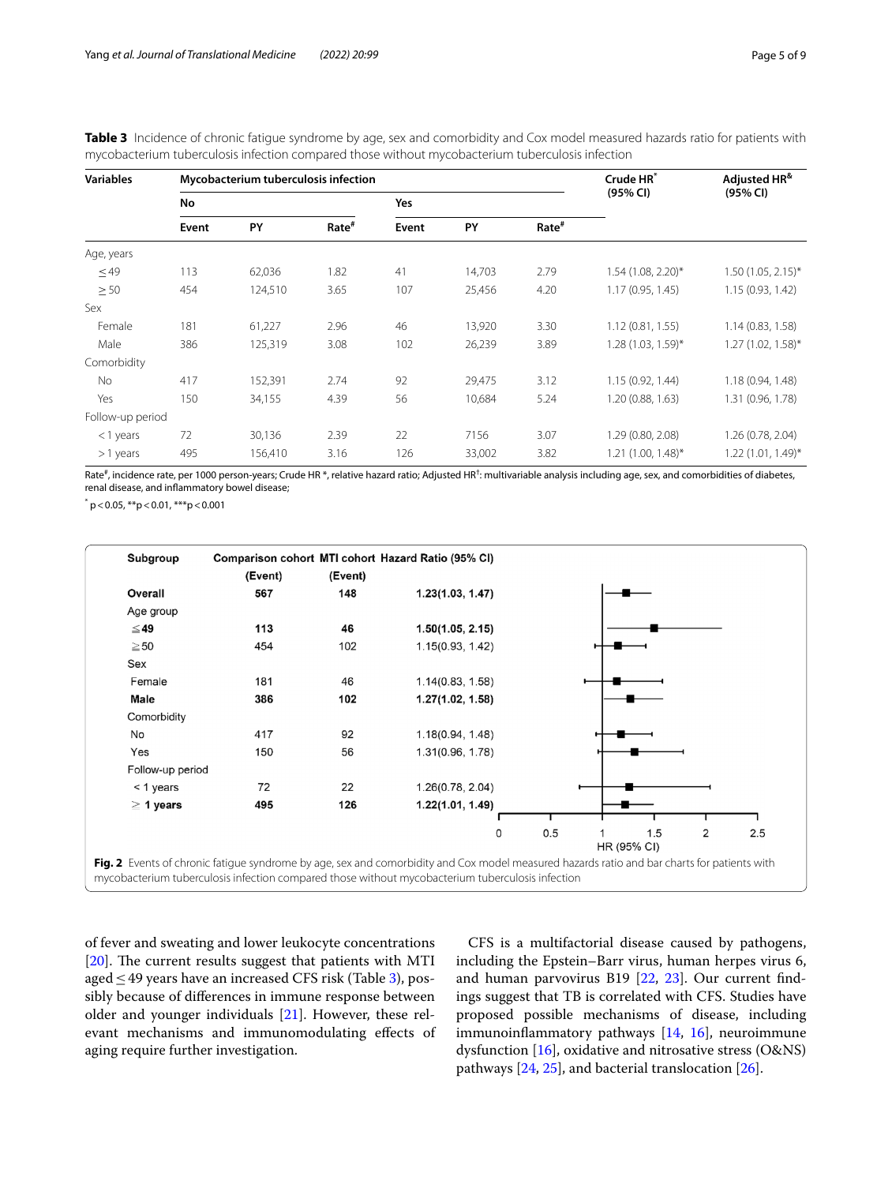**Table 3** Incidence of chronic fatigue syndrome by age, sex and comorbidity and Cox model measured hazards ratio for patients with mycobacterium tuberculosis infection compared those without mycobacterium tuberculosis infection

| Variables | Mycobacterium tuberculosis infection | | | | | | Crude HR* (95% CI) | Adjusted HR& (95% CI) |
|---|---|---|---|---|---|---|---|---|
| | No | | | Yes | | | | |
| | Event | PY | Rate# | Event | PY | Rate# | | |
| Age, years | | | | | | | | |
| ≤ 49 | 113 | 62,036 | 1.82 | 41 | 14,703 | 2.79 | 1.54 (1.08, 2.20)* | 1.50 (1.05, 2.15)* |
| ≥ 50 | 454 | 124,510 | 3.65 | 107 | 25,456 | 4.20 | 1.17 (0.95, 1.45) | 1.15 (0.93, 1.42) |
| Sex | | | | | | | | |
| Female | 181 | 61,227 | 2.96 | 46 | 13,920 | 3.30 | 1.12 (0.81, 1.55) | 1.14 (0.83, 1.58) |
| Male | 386 | 125,319 | 3.08 | 102 | 26,239 | 3.89 | 1.28 (1.03, 1.59)* | 1.27 (1.02, 1.58)* |
| Comorbidity | | | | | | | | |
| No | 417 | 152,391 | 2.74 | 92 | 29,475 | 3.12 | 1.15 (0.92, 1.44) | 1.18 (0.94, 1.48) |
| Yes | 150 | 34,155 | 4.39 | 56 | 10,684 | 5.24 | 1.20 (0.88, 1.63) | 1.31 (0.96, 1.78) |
| Follow-up period | | | | | | | | |
| < 1 years | 72 | 30,136 | 2.39 | 22 | 7156 | 3.07 | 1.29 (0.80, 2.08) | 1.26 (0.78, 2.04) |
| > 1 years | 495 | 156,410 | 3.16 | 126 | 33,002 | 3.82 | 1.21 (1.00, 1.48)* | 1.22 (1.01, 1.49)* |

Rate#, incidence rate, per 1000 person-years; Crude HR *, relative hazard ratio; Adjusted HR†: multivariable analysis including age, sex, and comorbidities of diabetes, renal disease, and inflammatory bowel disease;

* p < 0.05, ** p < 0.01, *** p < 0.001

| Subgroup | Comparison cohort (Event) | MTI cohort (Event) | Hazard Ratio (95% CI) |
|---|---|---|---|
| **Overall** | **567** | **148** | **1.23(1.03, 1.47)** |
| Age group | | | |
| **≦49** | **113** | **46** | **1.50(1.05, 2.15)** |
| ≧50 | 454 | 102 | 1.15(0.93, 1.42) |
| Sex | | | |
| Female | 181 | 46 | 1.14(0.83, 1.58) |
| **Male** | **386** | **102** | **1.27(1.02, 1.58)** |
| Comorbidity | | | |
| No | 417 | 92 | 1.18(0.94, 1.48) |
| Yes | 150 | 56 | 1.31(0.96, 1.78) |
| Follow-up period | | | |
| < 1 years | 72 | 22 | 1.26(0.78, 2.04) |
| **≥ 1 years** | **495** | **126** | **1.22(1.01, 1.49)** |

**Fig. 2** Events of chronic fatigue syndrome by age, sex and comorbidity and Cox model measured hazards ratio and bar charts for patients with mycobacterium tuberculosis infection compared those without mycobacterium tuberculosis infection

of fever and sweating and lower leukocyte concentrations [20]. The current results suggest that patients with MTI aged ≤ 49 years have an increased CFS risk (Table 3), possibly because of differences in immune response between older and younger individuals [21]. However, these relevant mechanisms and immunomodulating effects of aging require further investigation.

CFS is a multifactorial disease caused by pathogens, including the Epstein–Barr virus, human herpes virus 6, and human parvovirus B19 [22, 23]. Our current findings suggest that TB is correlated with CFS. Studies have proposed possible mechanisms of disease, including immunoinflammatory pathways [14, 16], neuroimmune dysfunction [16], oxidative and nitrosative stress (O&NS) pathways [24, 25], and bacterial translocation [26].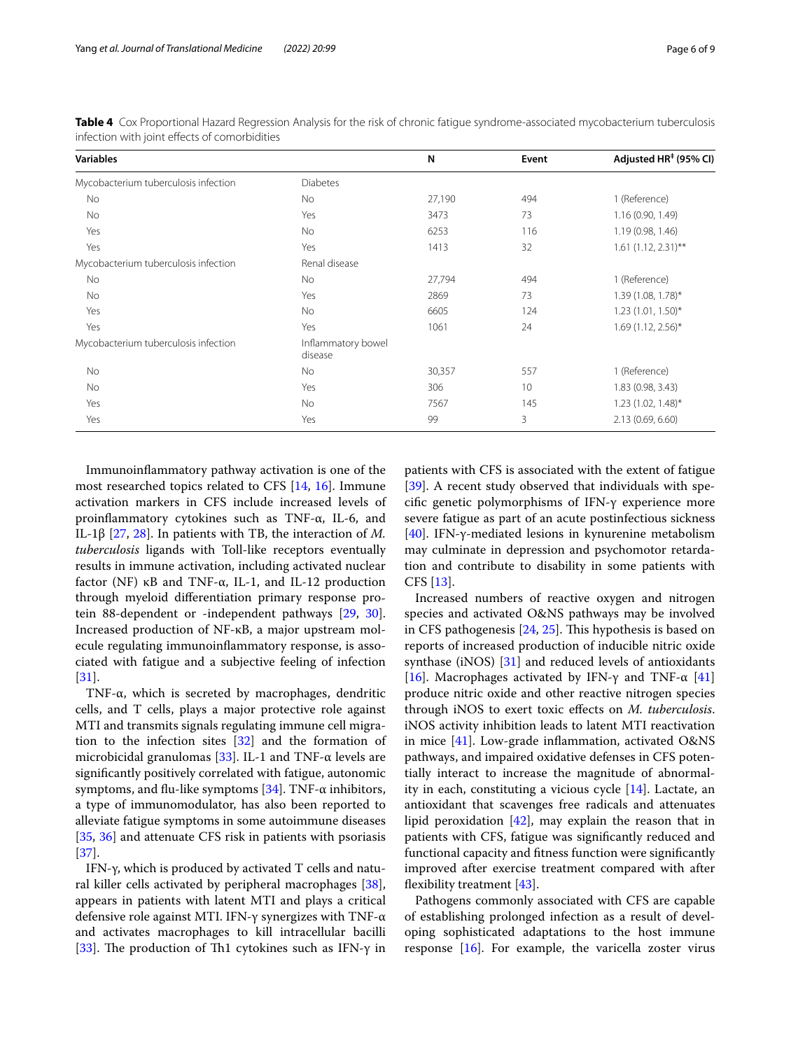**Table 4** Cox Proportional Hazard Regression Analysis for the risk of chronic fatigue syndrome-associated mycobacterium tuberculosis infection with joint effects of comorbidities

| Variables | | N | Event | Adjusted HR[‡] (95% CI) |
|---|---|---|---|---|
| Mycobacterium tuberculosis infection | Diabetes | | | |
| No | No | 27,190 | 494 | 1 (Reference) |
| No | Yes | 3473 | 73 | 1.16 (0.90, 1.49) |
| Yes | No | 6253 | 116 | 1.19 (0.98, 1.46) |
| Yes | Yes | 1413 | 32 | 1.61 (1.12, 2.31)** |
| Mycobacterium tuberculosis infection | Renal disease | | | |
| No | No | 27,794 | 494 | 1 (Reference) |
| No | Yes | 2869 | 73 | 1.39 (1.08, 1.78)* |
| Yes | No | 6605 | 124 | 1.23 (1.01, 1.50)* |
| Yes | Yes | 1061 | 24 | 1.69 (1.12, 2.56)* |
| Mycobacterium tuberculosis infection | Inflammatory bowel disease | | | |
| No | No | 30,357 | 557 | 1 (Reference) |
| No | Yes | 306 | 10 | 1.83 (0.98, 3.43) |
| Yes | No | 7567 | 145 | 1.23 (1.02, 1.48)* |
| Yes | Yes | 99 | 3 | 2.13 (0.69, 6.60) |

Immunoinflammatory pathway activation is one of the most researched topics related to CFS [14, 16]. Immune activation markers in CFS include increased levels of proinflammatory cytokines such as TNF-α, IL-6, and IL-1β [27, 28]. In patients with TB, the interaction of *M. tuberculosis* ligands with Toll-like receptors eventually results in immune activation, including activated nuclear factor (NF) κB and TNF-α, IL-1, and IL-12 production through myeloid differentiation primary response protein 88-dependent or -independent pathways [29, 30]. Increased production of NF-κB, a major upstream molecule regulating immunoinflammatory response, is associated with fatigue and a subjective feeling of infection [31].

TNF-α, which is secreted by macrophages, dendritic cells, and T cells, plays a major protective role against MTI and transmits signals regulating immune cell migration to the infection sites [32] and the formation of microbicidal granulomas [33]. IL-1 and TNF-α levels are significantly positively correlated with fatigue, autonomic symptoms, and flu-like symptoms [34]. TNF-α inhibitors, a type of immunomodulator, has also been reported to alleviate fatigue symptoms in some autoimmune diseases [35, 36] and attenuate CFS risk in patients with psoriasis [37].

IFN-γ, which is produced by activated T cells and natural killer cells activated by peripheral macrophages [38], appears in patients with latent MTI and plays a critical defensive role against MTI. IFN-γ synergizes with TNF-α and activates macrophages to kill intracellular bacilli [33]. The production of Th1 cytokines such as IFN-γ in patients with CFS is associated with the extent of fatigue [39]. A recent study observed that individuals with specific genetic polymorphisms of IFN-γ experience more severe fatigue as part of an acute postinfectious sickness [40]. IFN-γ-mediated lesions in kynurenine metabolism may culminate in depression and psychomotor retardation and contribute to disability in some patients with CFS [13].

Increased numbers of reactive oxygen and nitrogen species and activated O&NS pathways may be involved in CFS pathogenesis [24, 25]. This hypothesis is based on reports of increased production of inducible nitric oxide synthase (iNOS) [31] and reduced levels of antioxidants [16]. Macrophages activated by IFN-γ and TNF-α [41] produce nitric oxide and other reactive nitrogen species through iNOS to exert toxic effects on *M. tuberculosis*. iNOS activity inhibition leads to latent MTI reactivation in mice [41]. Low-grade inflammation, activated O&NS pathways, and impaired oxidative defenses in CFS potentially interact to increase the magnitude of abnormality in each, constituting a vicious cycle [14]. Lactate, an antioxidant that scavenges free radicals and attenuates lipid peroxidation [42], may explain the reason that in patients with CFS, fatigue was significantly reduced and functional capacity and fitness function were significantly improved after exercise treatment compared with after flexibility treatment [43].

Pathogens commonly associated with CFS are capable of establishing prolonged infection as a result of developing sophisticated adaptations to the host immune response [16]. For example, the varicella zoster virus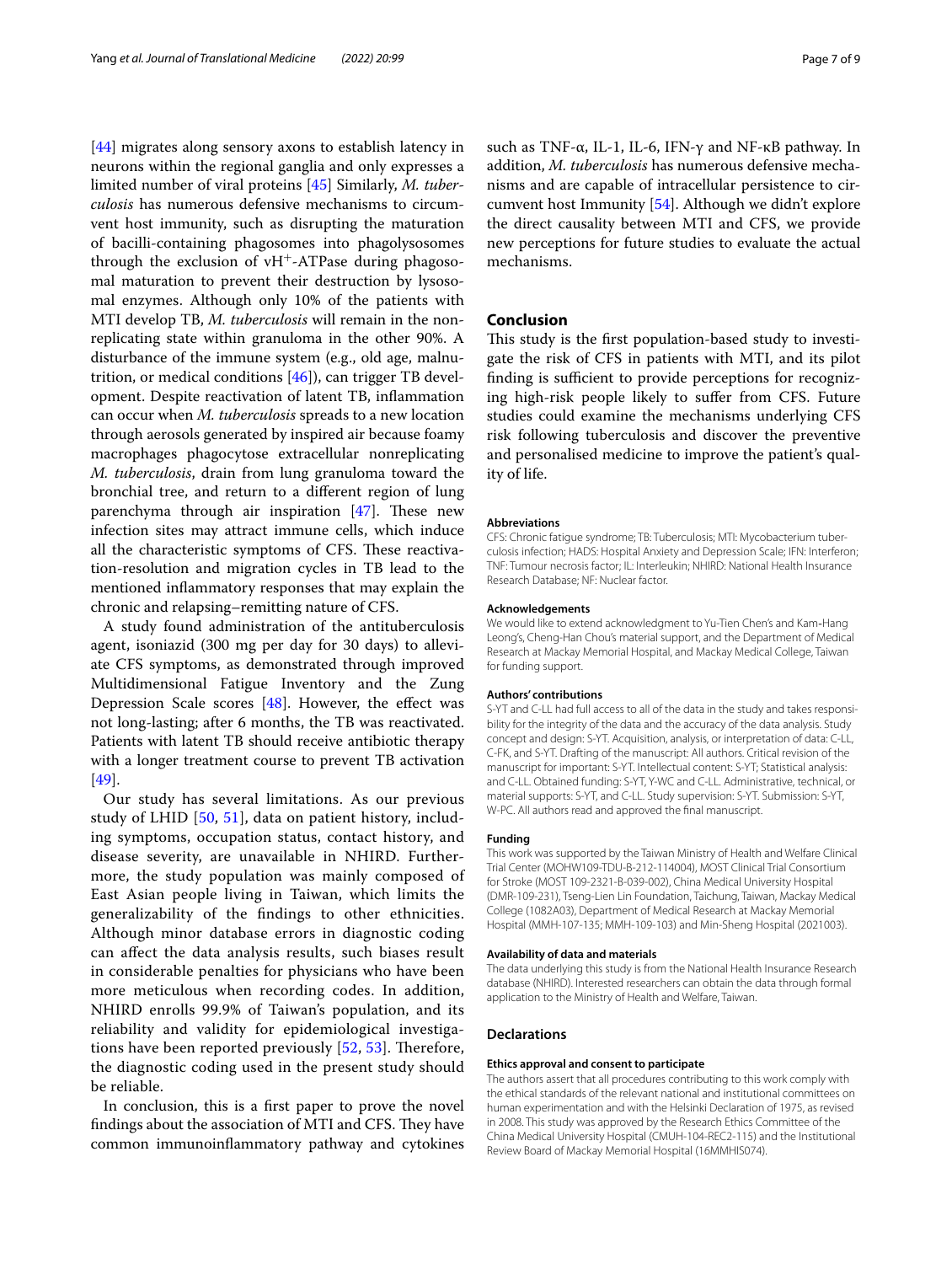[44] migrates along sensory axons to establish latency in neurons within the regional ganglia and only expresses a limited number of viral proteins [45] Similarly, *M. tuberculosis* has numerous defensive mechanisms to circumvent host immunity, such as disrupting the maturation of bacilli-containing phagosomes into phagolysosomes through the exclusion of $vH^{+}$-ATPase during phagosomal maturation to prevent their destruction by lysosomal enzymes. Although only 10% of the patients with MTI develop TB, *M. tuberculosis* will remain in the non-replicating state within granuloma in the other 90%. A disturbance of the immune system (e.g., old age, malnutrition, or medical conditions [46]), can trigger TB development. Despite reactivation of latent TB, inflammation can occur when *M. tuberculosis* spreads to a new location through aerosols generated by inspired air because foamy macrophages phagocytose extracellular nonreplicating *M. tuberculosis*, drain from lung granuloma toward the bronchial tree, and return to a different region of lung parenchyma through air inspiration [47]. These new infection sites may attract immune cells, which induce all the characteristic symptoms of CFS. These reactivation-resolution and migration cycles in TB lead to the mentioned inflammatory responses that may explain the chronic and relapsing–remitting nature of CFS.

A study found administration of the antituberculosis agent, isoniazid (300 mg per day for 30 days) to alleviate CFS symptoms, as demonstrated through improved Multidimensional Fatigue Inventory and the Zung Depression Scale scores [48]. However, the effect was not long-lasting; after 6 months, the TB was reactivated. Patients with latent TB should receive antibiotic therapy with a longer treatment course to prevent TB activation [49].

Our study has several limitations. As our previous study of LHID [50, 51], data on patient history, including symptoms, occupation status, contact history, and disease severity, are unavailable in NHIRD. Furthermore, the study population was mainly composed of East Asian people living in Taiwan, which limits the generalizability of the findings to other ethnicities. Although minor database errors in diagnostic coding can affect the data analysis results, such biases result in considerable penalties for physicians who have been more meticulous when recording codes. In addition, NHIRD enrolls 99.9% of Taiwan's population, and its reliability and validity for epidemiological investigations have been reported previously [52, 53]. Therefore, the diagnostic coding used in the present study should be reliable.

In conclusion, this is a first paper to prove the novel findings about the association of MTI and CFS. They have common immunoinflammatory pathway and cytokines such as TNF-α, IL-1, IL-6, IFN-γ and NF-κB pathway. In addition, *M. tuberculosis* has numerous defensive mechanisms and are capable of intracellular persistence to circumvent host Immunity [54]. Although we didn't explore the direct causality between MTI and CFS, we provide new perceptions for future studies to evaluate the actual mechanisms.

## Conclusion

This study is the first population-based study to investigate the risk of CFS in patients with MTI, and its pilot finding is sufficient to provide perceptions for recognizing high-risk people likely to suffer from CFS. Future studies could examine the mechanisms underlying CFS risk following tuberculosis and discover the preventive and personalised medicine to improve the patient's quality of life.

#### Abbreviations

CFS: Chronic fatigue syndrome; TB: Tuberculosis; MTI: Mycobacterium tuberculosis infection; HADS: Hospital Anxiety and Depression Scale; IFN: Interferon; TNF: Tumour necrosis factor; IL: Interleukin; NHIRD: National Health Insurance Research Database; NF: Nuclear factor.

#### Acknowledgements

We would like to extend acknowledgment to Yu-Tien Chen's and Kam-Hang Leong's, Cheng-Han Chou's material support, and the Department of Medical Research at Mackay Memorial Hospital, and Mackay Medical College, Taiwan for funding support.

#### Authors' contributions

S-YT and C-LL had full access to all of the data in the study and takes responsibility for the integrity of the data and the accuracy of the data analysis. Study concept and design: S-YT. Acquisition, analysis, or interpretation of data: C-LL, C-FK, and S-YT. Drafting of the manuscript: All authors. Critical revision of the manuscript for important: S-YT. Intellectual content: S-YT; Statistical analysis: and C-LL. Obtained funding: S-YT, Y-WC and C-LL. Administrative, technical, or material supports: S-YT, and C-LL. Study supervision: S-YT. Submission: S-YT, W-PC. All authors read and approved the final manuscript.

#### Funding

This work was supported by the Taiwan Ministry of Health and Welfare Clinical Trial Center (MOHW109-TDU-B-212-114004), MOST Clinical Trial Consortium for Stroke (MOST 109-2321-B-039-002), China Medical University Hospital (DMR-109-231), Tseng-Lien Lin Foundation, Taichung, Taiwan, Mackay Medical College (1082A03), Department of Medical Research at Mackay Memorial Hospital (MMH-107-135; MMH-109-103) and Min-Sheng Hospital (2021003).

#### Availability of data and materials

The data underlying this study is from the National Health Insurance Research database (NHIRD). Interested researchers can obtain the data through formal application to the Ministry of Health and Welfare, Taiwan.

## Declarations

#### Ethics approval and consent to participate

The authors assert that all procedures contributing to this work comply with the ethical standards of the relevant national and institutional committees on human experimentation and with the Helsinki Declaration of 1975, as revised in 2008. This study was approved by the Research Ethics Committee of the China Medical University Hospital (CMUH-104-REC2-115) and the Institutional Review Board of Mackay Memorial Hospital (16MMHIS074).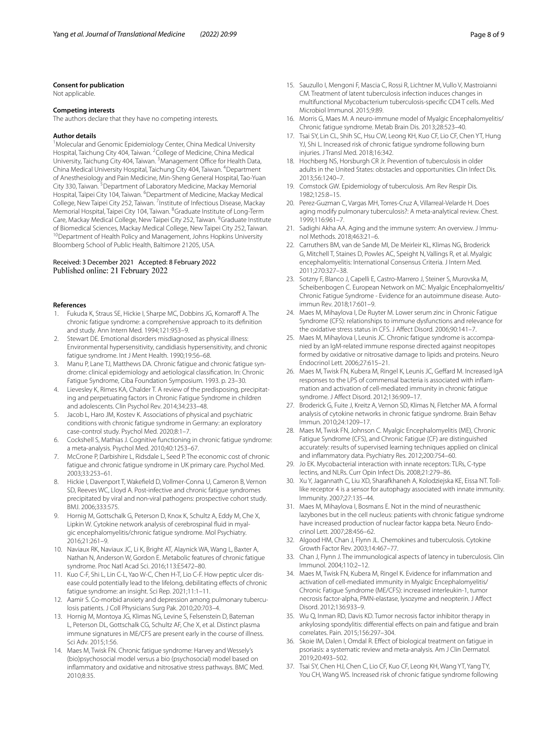**Consent for publication**

Not applicable.

**Competing interests**

The authors declare that they have no competing interests.

**Author details**

[1] Molecular and Genomic Epidemiology Center, China Medical University Hospital, Taichung City 404, Taiwan. [2] College of Medicine, China Medical University, Taichung City 404, Taiwan. [3] Management Office for Health Data, China Medical University Hospital, Taichung City 404, Taiwan. [4] Department of Anesthesiology and Pain Medicine, Min-Sheng General Hospital, Tao-Yuan City 330, Taiwan. [5] Department of Laboratory Medicine, Mackay Memorial Hospital, Taipei City 104, Taiwan. [6] Department of Medicine, Mackay Medical College, New Taipei City 252, Taiwan. [7] Institute of Infectious Disease, Mackay Memorial Hospital, Taipei City 104, Taiwan. [8] Graduate Institute of Long-Term Care, Mackay Medical College, New Taipei City 252, Taiwan. [9] Graduate Institute of Biomedical Sciences, Mackay Medical College, New Taipei City 252, Taiwan. [10] Department of Health Policy and Management, Johns Hopkins University Bloomberg School of Public Health, Baltimore 21205, USA.

Received: 3 December 2021 Accepted: 8 February 2022
Published online: 21 February 2022

## References

1. Fukuda K, Straus SE, Hickie I, Sharpe MC, Dobbins JG, Komaroff A. The chronic fatigue syndrome: a comprehensive approach to its definition and study. Ann Intern Med. 1994;121:953–9.
2. Stewart DE. Emotional disorders misdiagnosed as physical illness: Environmental hypersensitivity, candidiasis hypersensitivity, and chronic fatigue syndrome. Int J Ment Health. 1990;19:56–68.
3. Manu P, Lane TJ, Matthews DA. Chronic fatigue and chronic fatigue syndrome: clinical epidemiology and aetiological classification. In: Chronic Fatigue Syndrome, Ciba Foundation Symposium. 1993. p. 23–30.
4. Lievesley K, Rimes KA, Chalder T. A review of the predisposing, precipitating and perpetuating factors in Chronic Fatigue Syndrome in children and adolescents. Clin Psychol Rev. 2014;34:233–48.
5. Jacob L, Haro JM, Kostev K. Associations of physical and psychiatric conditions with chronic fatigue syndrome in Germany: an exploratory case-control study. Psychol Med. 2020;8:1–7.
6. Cockshell S, Mathias J. Cognitive functioning in chronic fatigue syndrome: a meta-analysis. Psychol Med. 2010;40:1253–67.
7. McCrone P, Darbishire L, Ridsdale L, Seed P. The economic cost of chronic fatigue and chronic fatigue syndrome in UK primary care. Psychol Med. 2003;33:253–61.
8. Hickie I, Davenport T, Wakefield D, Vollmer-Conna U, Cameron B, Vernon SD, Reeves WC, Lloyd A. Post-infective and chronic fatigue syndromes precipitated by viral and non-viral pathogens: prospective cohort study. BMJ. 2006;333:575.
9. Hornig M, Gottschalk G, Peterson D, Knox K, Schultz A, Eddy M, Che X, Lipkin W. Cytokine network analysis of cerebrospinal fluid in myalgic encephalomyelitis/chronic fatigue syndrome. Mol Psychiatry. 2016;21:261–9.
10. Naviaux RK, Naviaux JC, Li K, Bright AT, Alaynick WA, Wang L, Baxter A, Nathan N, Anderson W, Gordon E. Metabolic features of chronic fatigue syndrome. Proc Natl Acad Sci. 2016;113:E5472–80.
11. Kuo C-F, Shi L, Lin C-L, Yao W-C, Chen H-T, Lio C-F. How peptic ulcer disease could potentially lead to the lifelong, debilitating effects of chronic fatigue syndrome: an insight. Sci Rep. 2021;11:1–11.
12. Aamir S. Co-morbid anxiety and depression among pulmonary tuberculosis patients. J Coll Physicians Surg Pak. 2010;20:703–4.
13. Hornig M, Montoya JG, Klimas NG, Levine S, Felsenstein D, Bateman L, Peterson DL, Gottschalk CG, Schultz AF, Che X, et al. Distinct plasma immune signatures in ME/CFS are present early in the course of illness. Sci Adv. 2015;1:56.
14. Maes M, Twisk FN. Chronic fatigue syndrome: Harvey and Wessely's (bio)psychosocial model versus a bio (psychosocial) model based on inflammatory and oxidative and nitrosative stress pathways. BMC Med. 2010;8:35.
15. Sauzullo I, Mengoni F, Mascia C, Rossi R, Lichtner M, Vullo V, Mastroianni CM. Treatment of latent tuberculosis infection induces changes in multifunctional Mycobacterium tuberculosis-specific CD4 T cells. Med Microbiol Immunol. 2015;9:89.
16. Morris G, Maes M. A neuro-immune model of Myalgic Encephalomyelitis/Chronic fatigue syndrome. Metab Brain Dis. 2013;28:523–40.
17. Tsai SY, Lin CL, Shih SC, Hsu CW, Leong KH, Kuo CF, Lio CF, Chen YT, Hung YJ, Shi L. Increased risk of chronic fatigue syndrome following burn injuries. J Transl Med. 2018;16:342.
18. Hochberg NS, Horsburgh CR Jr. Prevention of tuberculosis in older adults in the United States: obstacles and opportunities. Clin Infect Dis. 2013;56:1240–7.
19. Comstock GW. Epidemiology of tuberculosis. Am Rev Respir Dis. 1982;125:8–15.
20. Perez-Guzman C, Vargas MH, Torres-Cruz A, Villarreal-Velarde H. Does aging modify pulmonary tuberculosis?: A meta-analytical review. Chest. 1999;116:961–7.
21. Sadighi Akha AA. Aging and the immune system: An overview. J Immunol Methods. 2018;463:21–6.
22. Carruthers BM, van de Sande MI, De Meirleir KL, Klimas NG, Broderick G, Mitchell T, Staines D, Powles AC, Speight N, Vallings R, et al. Myalgic encephalomyelitis: International Consensus Criteria. J Intern Med. 2011;270:327–38.
23. Sotzny F, Blanco J, Capelli E, Castro-Marrero J, Steiner S, Murovska M, Scheibenbogen C. European Network on MC: Myalgic Encephalomyelitis/Chronic Fatigue Syndrome - Evidence for an autoimmune disease. Autoimmun Rev. 2018;17:601–9.
24. Maes M, Mihaylova I, De Ruyter M. Lower serum zinc in Chronic Fatigue Syndrome (CFS): relationships to immune dysfunctions and relevance for the oxidative stress status in CFS. J Affect Disord. 2006;90:141–7.
25. Maes M, Mihaylova I, Leunis JC. Chronic fatigue syndrome is accompanied by an IgM-related immune response directed against neopitopes formed by oxidative or nitrosative damage to lipids and proteins. Neuro Endocrinol Lett. 2006;27:615–21.
26. Maes M, Twisk FN, Kubera M, Ringel K, Leunis JC, Geffard M. Increased IgA responses to the LPS of commensal bacteria is associated with inflammation and activation of cell-mediated immunity in chronic fatigue syndrome. J Affect Disord. 2012;136:909–17.
27. Broderick G, Fuite J, Kreitz A, Vernon SD, Klimas N, Fletcher MA. A formal analysis of cytokine networks in chronic fatigue syndrome. Brain Behav Immun. 2010;24:1209–17.
28. Maes M, Twisk FN, Johnson C. Myalgic Encephalomyelitis (ME), Chronic Fatigue Syndrome (CFS), and Chronic Fatigue (CF) are distinguished accurately: results of supervised learning techniques applied on clinical and inflammatory data. Psychiatry Res. 2012;200:754–60.
29. Jo EK. Mycobacterial interaction with innate receptors: TLRs, C-type lectins, and NLRs. Curr Opin Infect Dis. 2008;21:279–86.
30. Xu Y, Jagannath C, Liu XD, Sharafkhaneh A, Kolodziejska KE, Eissa NT. Toll-like receptor 4 is a sensor for autophagy associated with innate immunity. Immunity. 2007;27:135–44.
31. Maes M, Mihaylova I, Bosmans E. Not in the mind of neurasthenic lazybones but in the cell nucleus: patients with chronic fatigue syndrome have increased production of nuclear factor kappa beta. Neuro Endocrinol Lett. 2007;28:456–62.
32. Algood HM, Chan J, Flynn JL. Chemokines and tuberculosis. Cytokine Growth Factor Rev. 2003;14:467–77.
33. Chan J, Flynn J. The immunological aspects of latency in tuberculosis. Clin Immunol. 2004;110:2–12.
34. Maes M, Twisk FN, Kubera M, Ringel K. Evidence for inflammation and activation of cell-mediated immunity in Myalgic Encephalomyelitis/Chronic Fatigue Syndrome (ME/CFS): increased interleukin-1, tumor necrosis factor-alpha, PMN-elastase, lysozyme and neopterin. J Affect Disord. 2012;136:933–9.
35. Wu Q, Inman RD, Davis KD. Tumor necrosis factor inhibitor therapy in ankylosing spondylitis: differential effects on pain and fatigue and brain correlates. Pain. 2015;156:297–304.
36. Skoie IM, Dalen I, Omdal R. Effect of biological treatment on fatigue in psoriasis: a systematic review and meta-analysis. Am J Clin Dermatol. 2019;20:493–502.
37. Tsai SY, Chen HJ, Chen C, Lio CF, Kuo CF, Leong KH, Wang YT, Yang TY, You CH, Wang WS. Increased risk of chronic fatigue syndrome following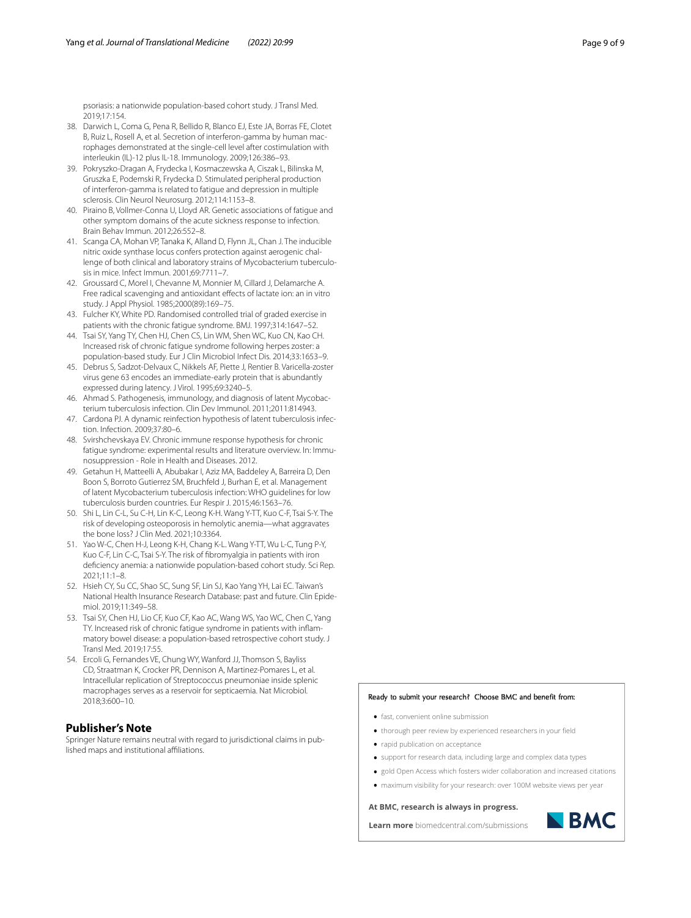psoriasis: a nationwide population-based cohort study. J Transl Med. 2019;17:154.

38. Darwich L, Coma G, Pena R, Bellido R, Blanco EJ, Este JA, Borras FE, Clotet B, Ruiz L, Rosell A, et al. Secretion of interferon-gamma by human macrophages demonstrated at the single-cell level after costimulation with interleukin (IL)-12 plus IL-18. Immunology. 2009;126:386–93.
39. Pokryszko-Dragan A, Frydecka I, Kosmaczewska A, Ciszak L, Bilinska M, Gruszka E, Podemski R, Frydecka D. Stimulated peripheral production of interferon-gamma is related to fatigue and depression in multiple sclerosis. Clin Neurol Neurosurg. 2012;114:1153–8.
40. Piraino B, Vollmer-Conna U, Lloyd AR. Genetic associations of fatigue and other symptom domains of the acute sickness response to infection. Brain Behav Immun. 2012;26:552–8.
41. Scanga CA, Mohan VP, Tanaka K, Alland D, Flynn JL, Chan J. The inducible nitric oxide synthase locus confers protection against aerogenic challenge of both clinical and laboratory strains of Mycobacterium tuberculosis in mice. Infect Immun. 2001;69:7711–7.
42. Groussard C, Morel I, Chevanne M, Monnier M, Cillard J, Delamarche A. Free radical scavenging and antioxidant effects of lactate ion: an in vitro study. J Appl Physiol. 1985;2000(89):169–75.
43. Fulcher KY, White PD. Randomised controlled trial of graded exercise in patients with the chronic fatigue syndrome. BMJ. 1997;314:1647–52.
44. Tsai SY, Yang TY, Chen HJ, Chen CS, Lin WM, Shen WC, Kuo CN, Kao CH. Increased risk of chronic fatigue syndrome following herpes zoster: a population-based study. Eur J Clin Microbiol Infect Dis. 2014;33:1653–9.
45. Debrus S, Sadzot-Delvaux C, Nikkels AF, Piette J, Rentier B. Varicella-zoster virus gene 63 encodes an immediate-early protein that is abundantly expressed during latency. J Virol. 1995;69:3240–5.
46. Ahmad S. Pathogenesis, immunology, and diagnosis of latent Mycobacterium tuberculosis infection. Clin Dev Immunol. 2011;2011:814943.
47. Cardona PJ. A dynamic reinfection hypothesis of latent tuberculosis infection. Infection. 2009;37:80–6.
48. Svirshchevskaya EV. Chronic immune response hypothesis for chronic fatigue syndrome: experimental results and literature overview. In: Immunosuppression - Role in Health and Diseases. 2012.
49. Getahun H, Matteelli A, Abubakar I, Aziz MA, Baddeley A, Barreira D, Den Boon S, Borroto Gutierrez SM, Bruchfeld J, Burhan E, et al. Management of latent Mycobacterium tuberculosis infection: WHO guidelines for low tuberculosis burden countries. Eur Respir J. 2015;46:1563–76.
50. Shi L, Lin C-L, Su C-H, Lin K-C, Leong K-H. Wang Y-TT, Kuo C-F, Tsai S-Y. The risk of developing osteoporosis in hemolytic anemia—what aggravates the bone loss? J Clin Med. 2021;10:3364.
51. Yao W-C, Chen H-J, Leong K-H, Chang K-L. Wang Y-TT, Wu L-C, Tung P-Y, Kuo C-F, Lin C-C, Tsai S-Y. The risk of fibromyalgia in patients with iron deficiency anemia: a nationwide population-based cohort study. Sci Rep. 2021;11:1–8.
52. Hsieh CY, Su CC, Shao SC, Sung SF, Lin SJ, Kao Yang YH, Lai EC. Taiwan's National Health Insurance Research Database: past and future. Clin Epidemiol. 2019;11:349–58.
53. Tsai SY, Chen HJ, Lio CF, Kuo CF, Kao AC, Wang WS, Yao WC, Chen C, Yang TY. Increased risk of chronic fatigue syndrome in patients with inflammatory bowel disease: a population-based retrospective cohort study. J Transl Med. 2019;17:55.
54. Ercoli G, Fernandes VE, Chung WY, Wanford JJ, Thomson S, Bayliss CD, Straatman K, Crocker PR, Dennison A, Martinez-Pomares L, et al. Intracellular replication of Streptococcus pneumoniae inside splenic macrophages serves as a reservoir for septicaemia. Nat Microbiol. 2018;3:600–10.

## Publisher's Note

Springer Nature remains neutral with regard to jurisdictional claims in published maps and institutional affiliations.

Ready to submit your research? Choose BMC and benefit from:

- fast, convenient online submission
- thorough peer review by experienced researchers in your field
- rapid publication on acceptance
- support for research data, including large and complex data types
- gold Open Access which fosters wider collaboration and increased citations
- maximum visibility for your research: over 100M website views per year

**At BMC, research is always in progress.**

**Learn more** biomedcentral.com/submissions

BMC